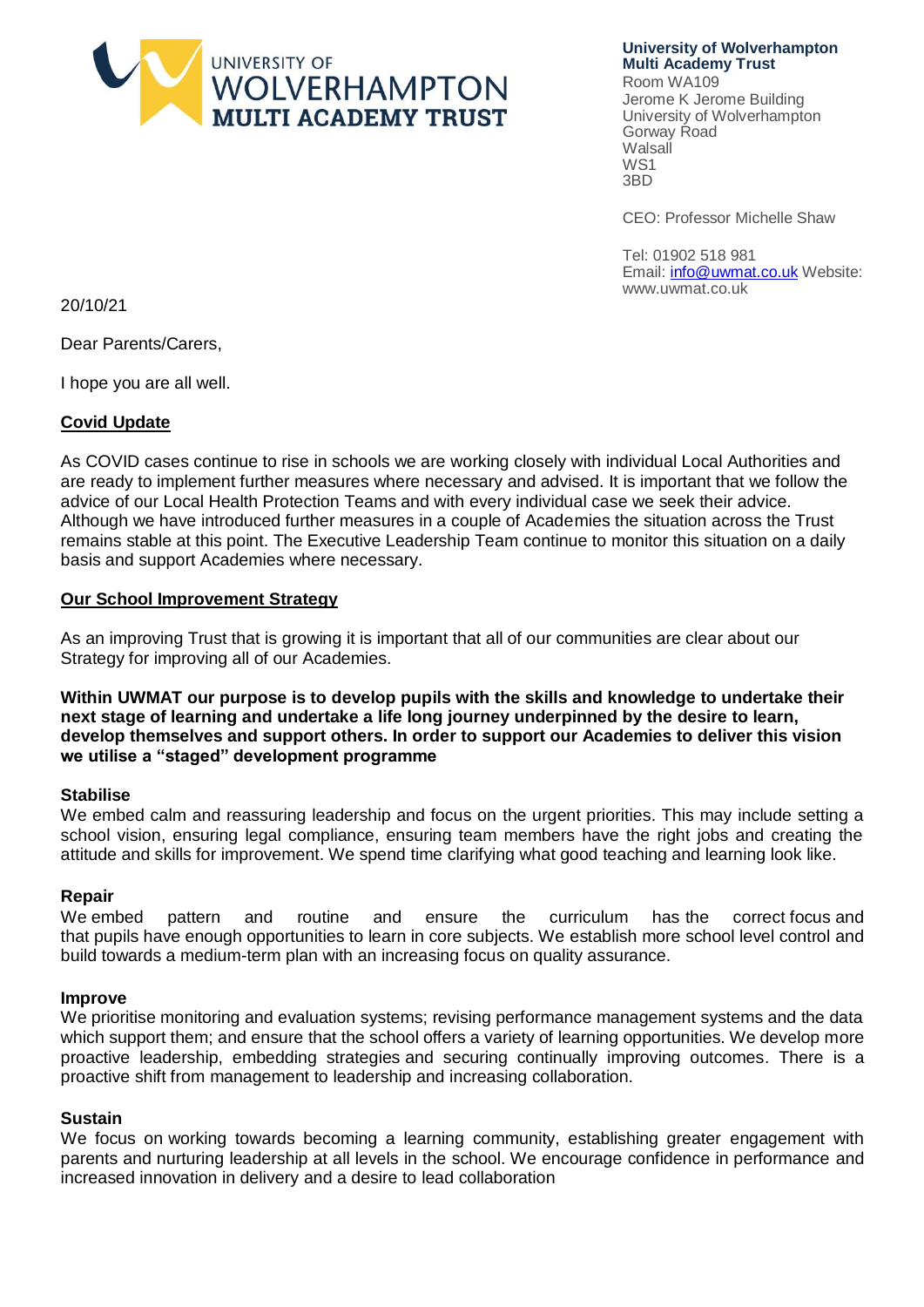**University of Wolverhampton Multi Academy Trust**
Room WA109
Jerome K Jerome Building
University of Wolverhampton
Gorway Road
Walsall
WS1
3BD

CEO: Professor Michelle Shaw

Tel: 01902 518 981
Email: info@uwmat.co.uk Website: www.uwmat.co.uk

20/10/21

Dear Parents/Carers,

I hope you are all well.

## Covid Update

As COVID cases continue to rise in schools we are working closely with individual Local Authorities and are ready to implement further measures where necessary and advised. It is important that we follow the advice of our Local Health Protection Teams and with every individual case we seek their advice. Although we have introduced further measures in a couple of Academies the situation across the Trust remains stable at this point. The Executive Leadership Team continue to monitor this situation on a daily basis and support Academies where necessary.

## Our School Improvement Strategy

As an improving Trust that is growing it is important that all of our communities are clear about our Strategy for improving all of our Academies.

**Within UWMAT our purpose is to develop pupils with the skills and knowledge to undertake their next stage of learning and undertake a life long journey underpinned by the desire to learn, develop themselves and support others. In order to support our Academies to deliver this vision we utilise a "staged" development programme**

### Stabilise

We embed calm and reassuring leadership and focus on the urgent priorities. This may include setting a school vision, ensuring legal compliance, ensuring team members have the right jobs and creating the attitude and skills for improvement. We spend time clarifying what good teaching and learning look like.

### Repair

We embed pattern and routine and ensure the curriculum has the correct focus and that pupils have enough opportunities to learn in core subjects. We establish more school level control and build towards a medium-term plan with an increasing focus on quality assurance.

### Improve

We prioritise monitoring and evaluation systems; revising performance management systems and the data which support them; and ensure that the school offers a variety of learning opportunities. We develop more proactive leadership, embedding strategies and securing continually improving outcomes. There is a proactive shift from management to leadership and increasing collaboration.

### Sustain

We focus on working towards becoming a learning community, establishing greater engagement with parents and nurturing leadership at all levels in the school. We encourage confidence in performance and increased innovation in delivery and a desire to lead collaboration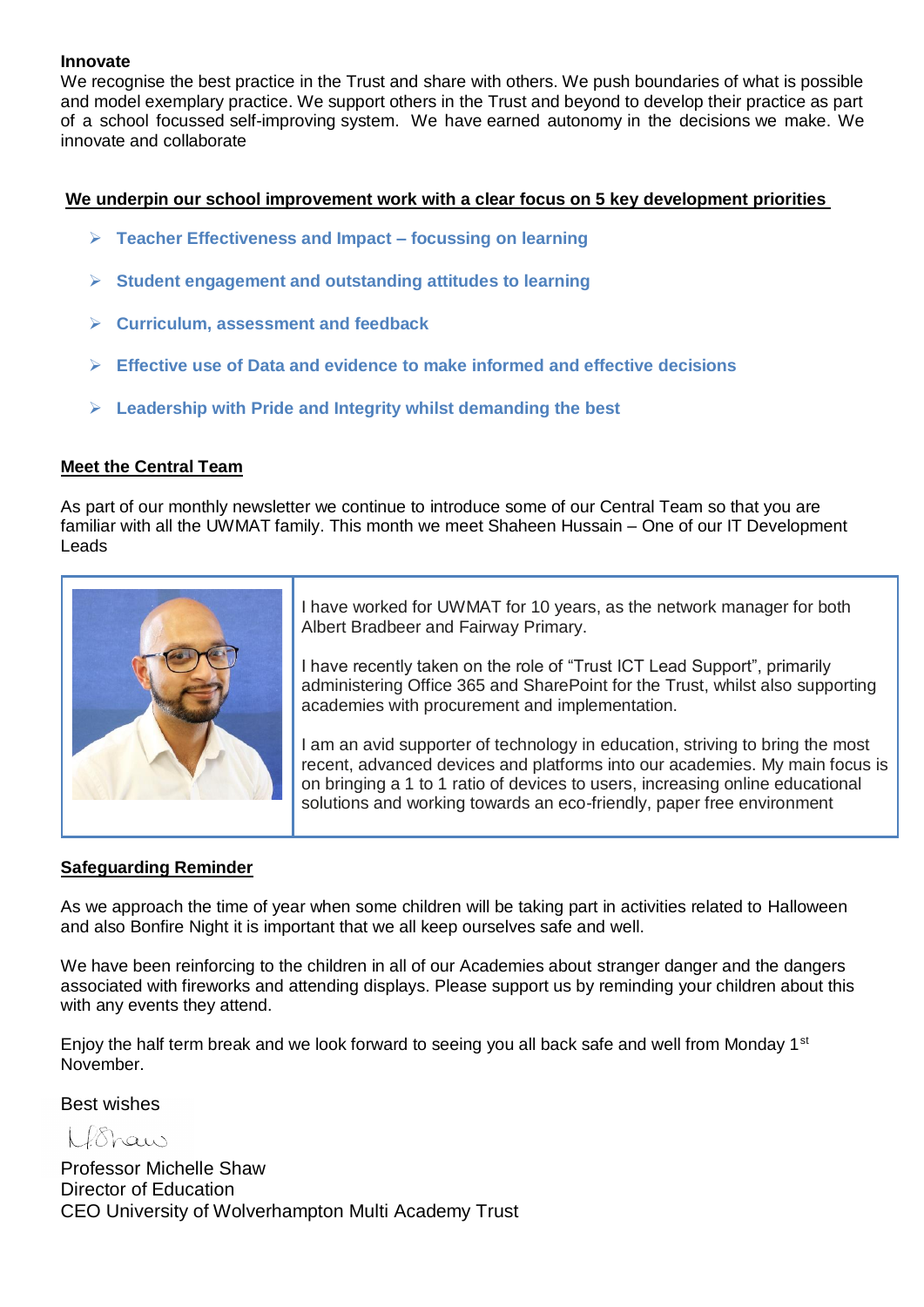**Innovate**

We recognise the best practice in the Trust and share with others. We push boundaries of what is possible and model exemplary practice. We support others in the Trust and beyond to develop their practice as part of a school focussed self-improving system. We have earned autonomy in the decisions we make. We innovate and collaborate

**We underpin our school improvement work with a clear focus on 5 key development priorities**

- **Teacher Effectiveness and Impact – focussing on learning**
- **Student engagement and outstanding attitudes to learning**
- **Curriculum, assessment and feedback**
- **Effective use of Data and evidence to make informed and effective decisions**
- **Leadership with Pride and Integrity whilst demanding the best**

**Meet the Central Team**

As part of our monthly newsletter we continue to introduce some of our Central Team so that you are familiar with all the UWMAT family. This month we meet Shaheen Hussain – One of our IT Development Leads

I have worked for UWMAT for 10 years, as the network manager for both Albert Bradbeer and Fairway Primary.

I have recently taken on the role of "Trust ICT Lead Support", primarily administering Office 365 and SharePoint for the Trust, whilst also supporting academies with procurement and implementation.

I am an avid supporter of technology in education, striving to bring the most recent, advanced devices and platforms into our academies. My main focus is on bringing a 1 to 1 ratio of devices to users, increasing online educational solutions and working towards an eco-friendly, paper free environment

**Safeguarding Reminder**

As we approach the time of year when some children will be taking part in activities related to Halloween and also Bonfire Night it is important that we all keep ourselves safe and well.

We have been reinforcing to the children in all of our Academies about stranger danger and the dangers associated with fireworks and attending displays. Please support us by reminding your children about this with any events they attend.

Enjoy the half term break and we look forward to seeing you all back safe and well from Monday 1st November.

Best wishes

M.Shaw

Professor Michelle Shaw
Director of Education
CEO University of Wolverhampton Multi Academy Trust